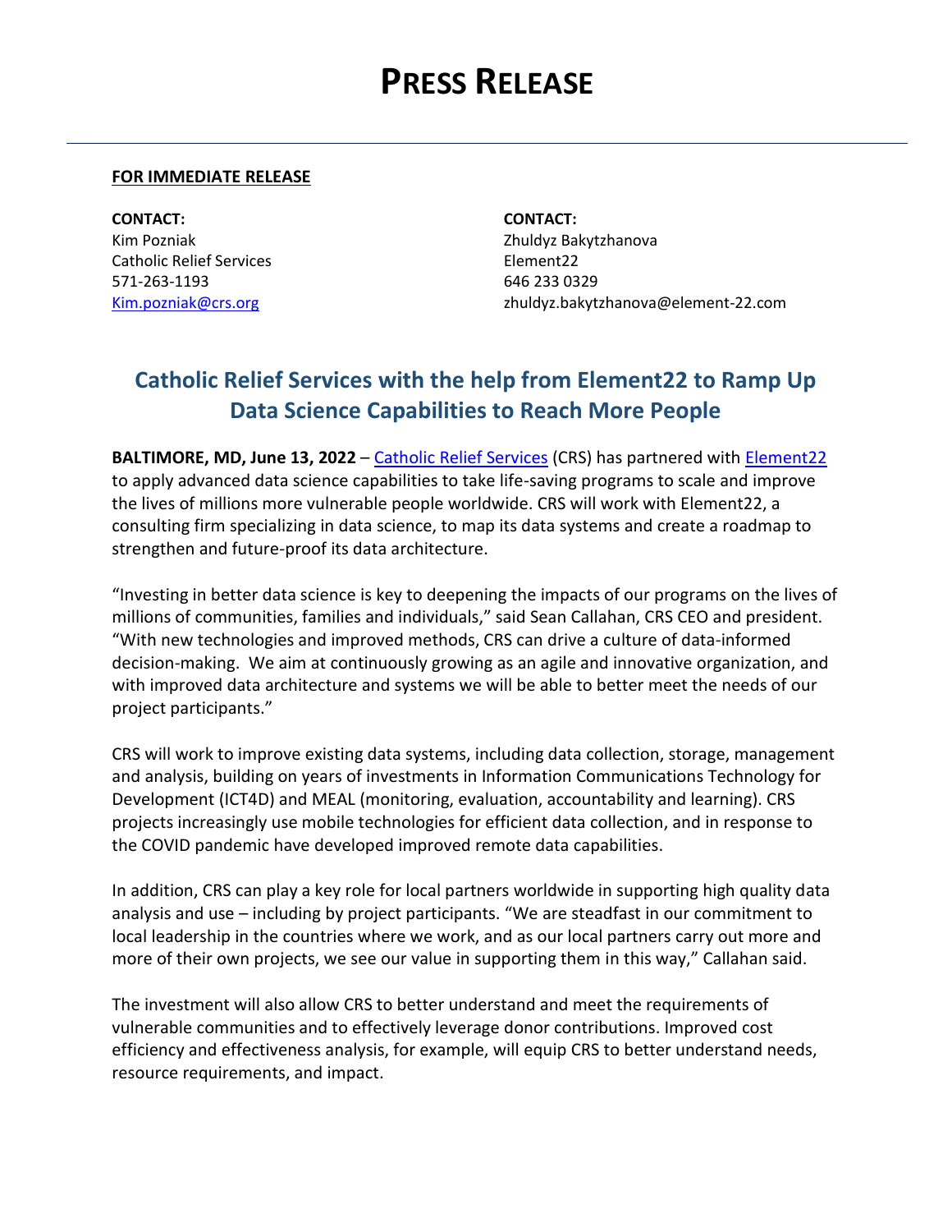# PRESS RELEASE

**FOR IMMEDIATE RELEASE**

**CONTACT:**
Kim Pozniak
Catholic Relief Services
571-263-1193
Kim.pozniak@crs.org

**CONTACT:**
Zhuldyz Bakytzhanova
Element22
646 233 0329
zhuldyz.bakytzhanova@element-22.com

## Catholic Relief Services with the help from Element22 to Ramp Up Data Science Capabilities to Reach More People

**BALTIMORE, MD, June 13, 2022** – Catholic Relief Services (CRS) has partnered with Element22 to apply advanced data science capabilities to take life-saving programs to scale and improve the lives of millions more vulnerable people worldwide. CRS will work with Element22, a consulting firm specializing in data science, to map its data systems and create a roadmap to strengthen and future-proof its data architecture.

"Investing in better data science is key to deepening the impacts of our programs on the lives of millions of communities, families and individuals," said Sean Callahan, CRS CEO and president. "With new technologies and improved methods, CRS can drive a culture of data-informed decision-making. We aim at continuously growing as an agile and innovative organization, and with improved data architecture and systems we will be able to better meet the needs of our project participants."

CRS will work to improve existing data systems, including data collection, storage, management and analysis, building on years of investments in Information Communications Technology for Development (ICT4D) and MEAL (monitoring, evaluation, accountability and learning). CRS projects increasingly use mobile technologies for efficient data collection, and in response to the COVID pandemic have developed improved remote data capabilities.

In addition, CRS can play a key role for local partners worldwide in supporting high quality data analysis and use – including by project participants. "We are steadfast in our commitment to local leadership in the countries where we work, and as our local partners carry out more and more of their own projects, we see our value in supporting them in this way," Callahan said.

The investment will also allow CRS to better understand and meet the requirements of vulnerable communities and to effectively leverage donor contributions. Improved cost efficiency and effectiveness analysis, for example, will equip CRS to better understand needs, resource requirements, and impact.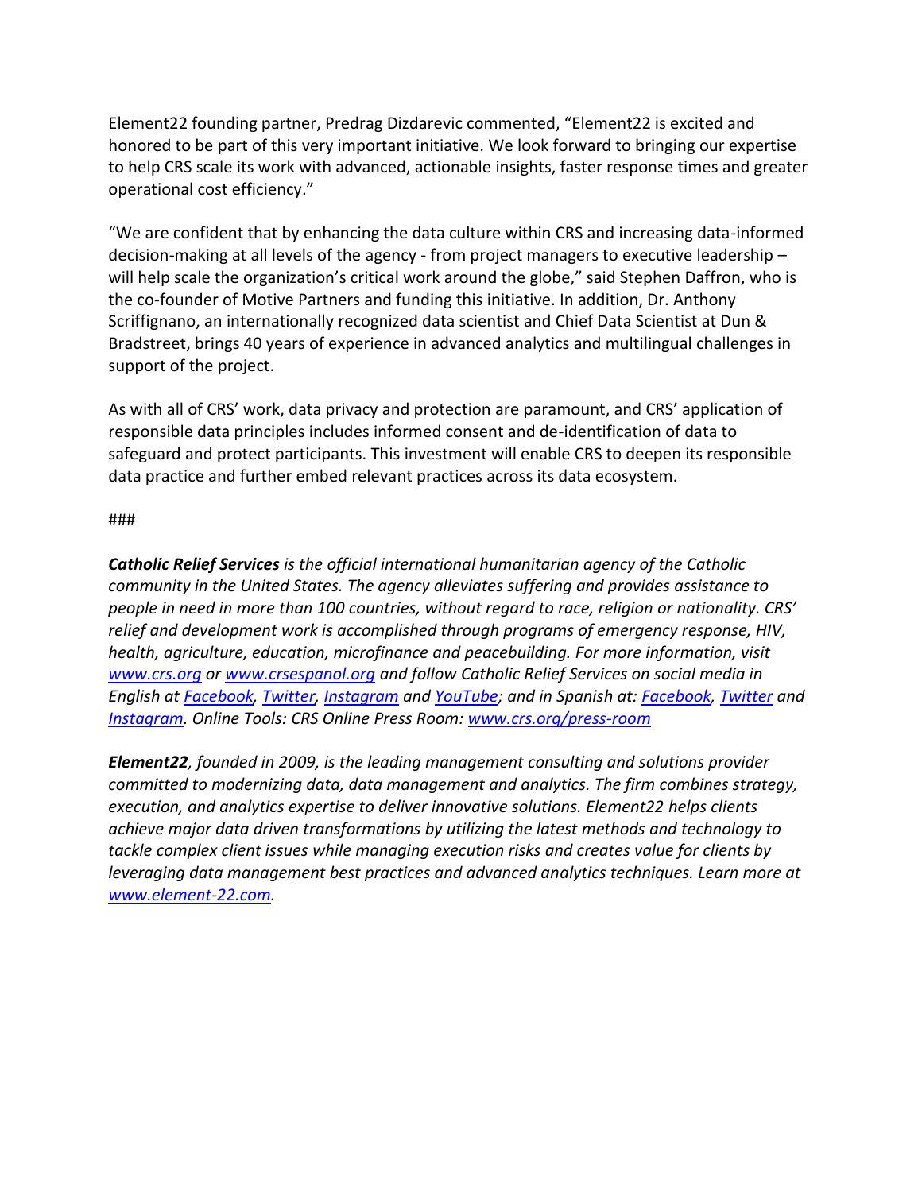Element22 founding partner, Predrag Dizdarevic commented, "Element22 is excited and honored to be part of this very important initiative. We look forward to bringing our expertise to help CRS scale its work with advanced, actionable insights, faster response times and greater operational cost efficiency."

"We are confident that by enhancing the data culture within CRS and increasing data-informed decision-making at all levels of the agency - from project managers to executive leadership – will help scale the organization's critical work around the globe," said Stephen Daffron, who is the co-founder of Motive Partners and funding this initiative. In addition, Dr. Anthony Scriffignano, an internationally recognized data scientist and Chief Data Scientist at Dun & Bradstreet, brings 40 years of experience in advanced analytics and multilingual challenges in support of the project.

As with all of CRS' work, data privacy and protection are paramount, and CRS' application of responsible data principles includes informed consent and de-identification of data to safeguard and protect participants. This investment will enable CRS to deepen its responsible data practice and further embed relevant practices across its data ecosystem.

###

***Catholic Relief Services*** *is the official international humanitarian agency of the Catholic community in the United States. The agency alleviates suffering and provides assistance to people in need in more than 100 countries, without regard to race, religion or nationality. CRS' relief and development work is accomplished through programs of emergency response, HIV, health, agriculture, education, microfinance and peacebuilding. For more information, visit [www.crs.org](www.crs.org) or [www.crsespanol.org](www.crsespanol.org) and follow Catholic Relief Services on social media in English at Facebook, Twitter, Instagram and YouTube; and in Spanish at: Facebook, Twitter and Instagram. Online Tools: CRS Online Press Room: [www.crs.org/press-room](www.crs.org/press-room)*

***Element22****, founded in 2009, is the leading management consulting and solutions provider committed to modernizing data, data management and analytics. The firm combines strategy, execution, and analytics expertise to deliver innovative solutions. Element22 helps clients achieve major data driven transformations by utilizing the latest methods and technology to tackle complex client issues while managing execution risks and creates value for clients by leveraging data management best practices and advanced analytics techniques. Learn more at [www.element-22.com](www.element-22.com).*